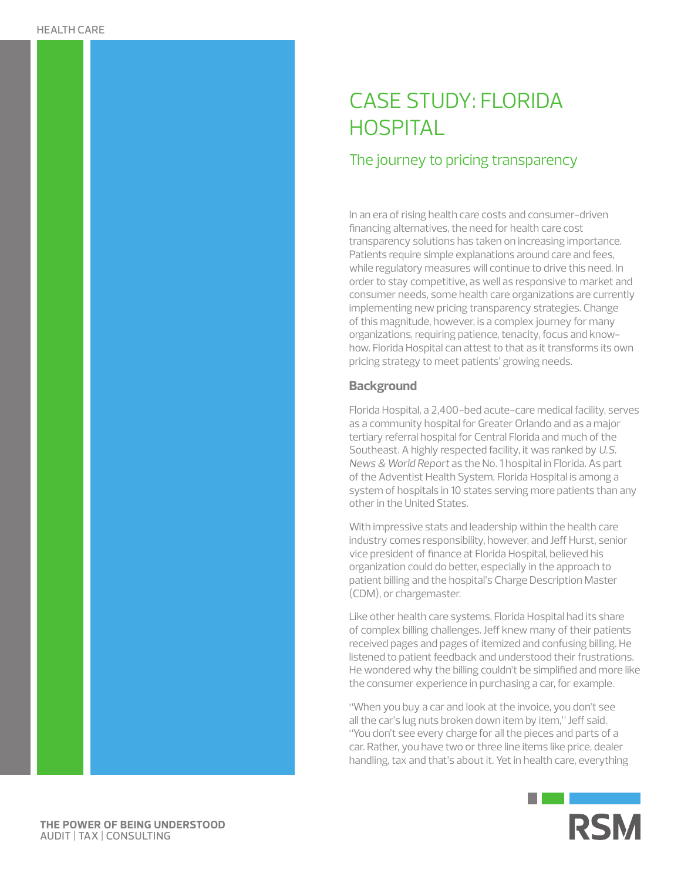HEALTH CARE

# CASE STUDY: FLORIDA HOSPITAL

## The journey to pricing transparency

In an era of rising health care costs and consumer-driven financing alternatives, the need for health care cost transparency solutions has taken on increasing importance. Patients require simple explanations around care and fees, while regulatory measures will continue to drive this need. In order to stay competitive, as well as responsive to market and consumer needs, some health care organizations are currently implementing new pricing transparency strategies. Change of this magnitude, however, is a complex journey for many organizations, requiring patience, tenacity, focus and know-how. Florida Hospital can attest to that as it transforms its own pricing strategy to meet patients' growing needs.

### Background

Florida Hospital, a 2,400-bed acute-care medical facility, serves as a community hospital for Greater Orlando and as a major tertiary referral hospital for Central Florida and much of the Southeast. A highly respected facility, it was ranked by *U.S. News & World Report* as the No. 1 hospital in Florida. As part of the Adventist Health System, Florida Hospital is among a system of hospitals in 10 states serving more patients than any other in the United States.

With impressive stats and leadership within the health care industry comes responsibility, however, and Jeff Hurst, senior vice president of finance at Florida Hospital, believed his organization could do better, especially in the approach to patient billing and the hospital's Charge Description Master (CDM), or chargemaster.

Like other health care systems, Florida Hospital had its share of complex billing challenges. Jeff knew many of their patients received pages and pages of itemized and confusing billing. He listened to patient feedback and understood their frustrations. He wondered why the billing couldn't be simplified and more like the consumer experience in purchasing a car, for example.

"When you buy a car and look at the invoice, you don't see all the car's lug nuts broken down item by item," Jeff said. "You don't see every charge for all the pieces and parts of a car. Rather, you have two or three line items like price, dealer handling, tax and that's about it. Yet in health care, everything

THE POWER OF BEING UNDERSTOOD
AUDIT | TAX | CONSULTING

RSM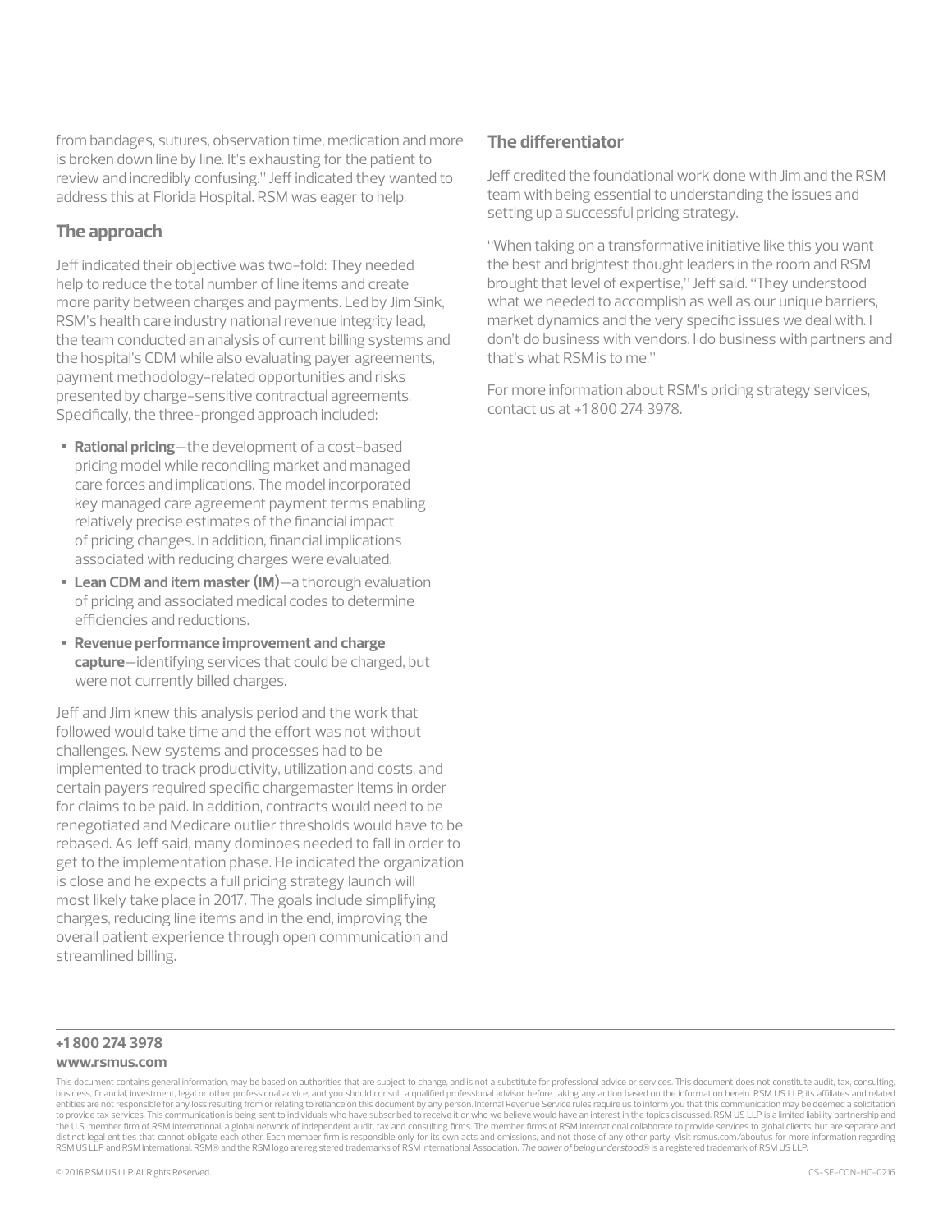from bandages, sutures, observation time, medication and more is broken down line by line. It's exhausting for the patient to review and incredibly confusing." Jeff indicated they wanted to address this at Florida Hospital. RSM was eager to help.

## The approach

Jeff indicated their objective was two-fold: They needed help to reduce the total number of line items and create more parity between charges and payments. Led by Jim Sink, RSM's health care industry national revenue integrity lead, the team conducted an analysis of current billing systems and the hospital's CDM while also evaluating payer agreements, payment methodology-related opportunities and risks presented by charge-sensitive contractual agreements. Specifically, the three-pronged approach included:

- **Rational pricing**—the development of a cost-based pricing model while reconciling market and managed care forces and implications. The model incorporated key managed care agreement payment terms enabling relatively precise estimates of the financial impact of pricing changes. In addition, financial implications associated with reducing charges were evaluated.
- **Lean CDM and item master (IM)**—a thorough evaluation of pricing and associated medical codes to determine efficiencies and reductions.
- **Revenue performance improvement and charge capture**—identifying services that could be charged, but were not currently billed charges.

Jeff and Jim knew this analysis period and the work that followed would take time and the effort was not without challenges. New systems and processes had to be implemented to track productivity, utilization and costs, and certain payers required specific chargemaster items in order for claims to be paid. In addition, contracts would need to be renegotiated and Medicare outlier thresholds would have to be rebased. As Jeff said, many dominoes needed to fall in order to get to the implementation phase. He indicated the organization is close and he expects a full pricing strategy launch will most likely take place in 2017. The goals include simplifying charges, reducing line items and in the end, improving the overall patient experience through open communication and streamlined billing.

## The differentiator

Jeff credited the foundational work done with Jim and the RSM team with being essential to understanding the issues and setting up a successful pricing strategy.

"When taking on a transformative initiative like this you want the best and brightest thought leaders in the room and RSM brought that level of expertise," Jeff said. "They understood what we needed to accomplish as well as our unique barriers, market dynamics and the very specific issues we deal with. I don't do business with vendors. I do business with partners and that's what RSM is to me."

For more information about RSM's pricing strategy services, contact us at +1 800 274 3978.

**+1 800 274 3978**
**www.rsmus.com**

This document contains general information, may be based on authorities that are subject to change, and is not a substitute for professional advice or services. This document does not constitute audit, tax, consulting, business, financial, investment, legal or other professional advice, and you should consult a qualified professional advisor before taking any action based on the information herein. RSM US LLP, its affiliates and related entities are not responsible for any loss resulting from or relating to reliance on this document by any person. Internal Revenue Service rules require us to inform you that this communication may be deemed a solicitation to provide tax services. This communication is being sent to individuals who have subscribed to receive it or who we believe would have an interest in the topics discussed. RSM US LLP is a limited liability partnership and the U.S. member firm of RSM International, a global network of independent audit, tax and consulting firms. The member firms of RSM International collaborate to provide services to global clients, but are separate and distinct legal entities that cannot obligate each other. Each member firm is responsible only for its own acts and omissions, and not those of any other party. Visit rsmus.com/aboutus for more information regarding RSM US LLP and RSM International. RSM® and the RSM logo are registered trademarks of RSM International Association. *The power of being understood®* is a registered trademark of RSM US LLP.

© 2016 RSM US LLP. All Rights Reserved.

CS-SE-CON-HC-0216